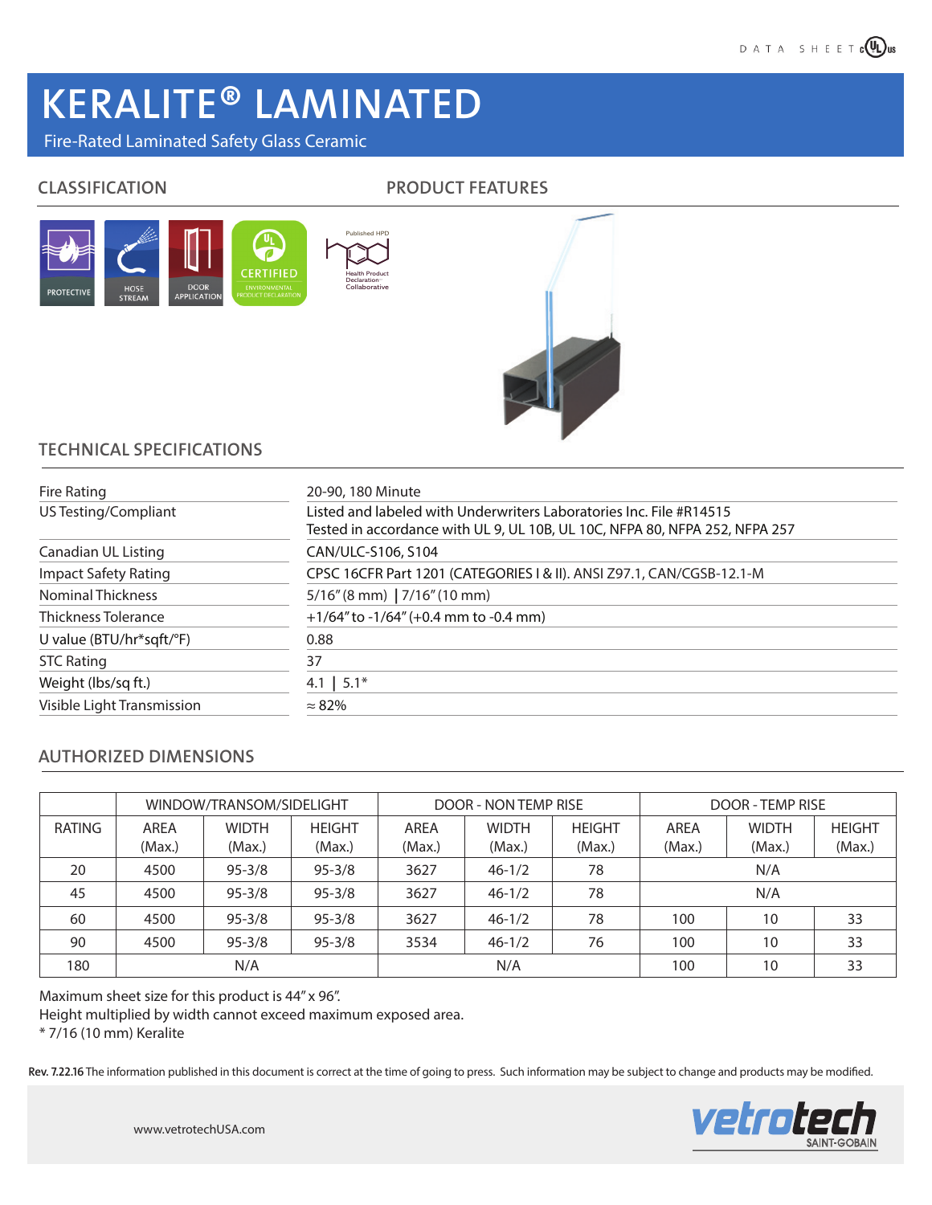DATA SHEET

# KERALITE® LAMINATED

Fire-Rated Laminated Safety Glass Ceramic

## CLASSIFICATION

PROTECTIVE

HOSE STREAM

DOOR APPLICATION

CERTIFIED ENVIRONMENTAL PRODUCT DECLARATION

Published HPD Health Product Declaration Collaborative

## PRODUCT FEATURES

## TECHNICAL SPECIFICATIONS

| | |
|---|---|
| Fire Rating | 20-90, 180 Minute |
| US Testing/Compliant | Listed and labeled with Underwriters Laboratories Inc. File #R14515<br>Tested in accordance with UL 9, UL 10B, UL 10C, NFPA 80, NFPA 252, NFPA 257 |
| Canadian UL Listing | CAN/ULC-S106, S104 |
| Impact Safety Rating | CPSC 16CFR Part 1201 (CATEGORIES I & II). ANSI Z97.1, CAN/CGSB-12.1-M |
| Nominal Thickness | 5/16" (8 mm) \| 7/16" (10 mm) |
| Thickness Tolerance | +1/64" to -1/64" (+0.4 mm to -0.4 mm) |
| U value (BTU/hr*sqft/°F) | 0.88 |
| STC Rating | 37 |
| Weight (lbs/sq ft.) | 4.1 \| 5.1* |
| Visible Light Transmission | ≈ 82% |

## AUTHORIZED DIMENSIONS

| | WINDOW/TRANSOM/SIDELIGHT | | | DOOR - NON TEMP RISE | | | DOOR - TEMP RISE | | |
|---|---|---|---|---|---|---|---|---|---|
| RATING | AREA (Max.) | WIDTH (Max.) | HEIGHT (Max.) | AREA (Max.) | WIDTH (Max.) | HEIGHT (Max.) | AREA (Max.) | WIDTH (Max.) | HEIGHT (Max.) |
| 20 | 4500 | 95-3/8 | 95-3/8 | 3627 | 46-1/2 | 78 | N/A | | |
| 45 | 4500 | 95-3/8 | 95-3/8 | 3627 | 46-1/2 | 78 | N/A | | |
| 60 | 4500 | 95-3/8 | 95-3/8 | 3627 | 46-1/2 | 78 | 100 | 10 | 33 |
| 90 | 4500 | 95-3/8 | 95-3/8 | 3534 | 46-1/2 | 76 | 100 | 10 | 33 |
| 180 | N/A | | | N/A | | | 100 | 10 | 33 |

Maximum sheet size for this product is 44" x 96".

Height multiplied by width cannot exceed maximum exposed area.

* 7/16 (10 mm) Keralite

**Rev. 7.22.16** The information published in this document is correct at the time of going to press. Such information may be subject to change and products may be modified.

www.vetrotechUSA.com

vetrotech SAINT-GOBAIN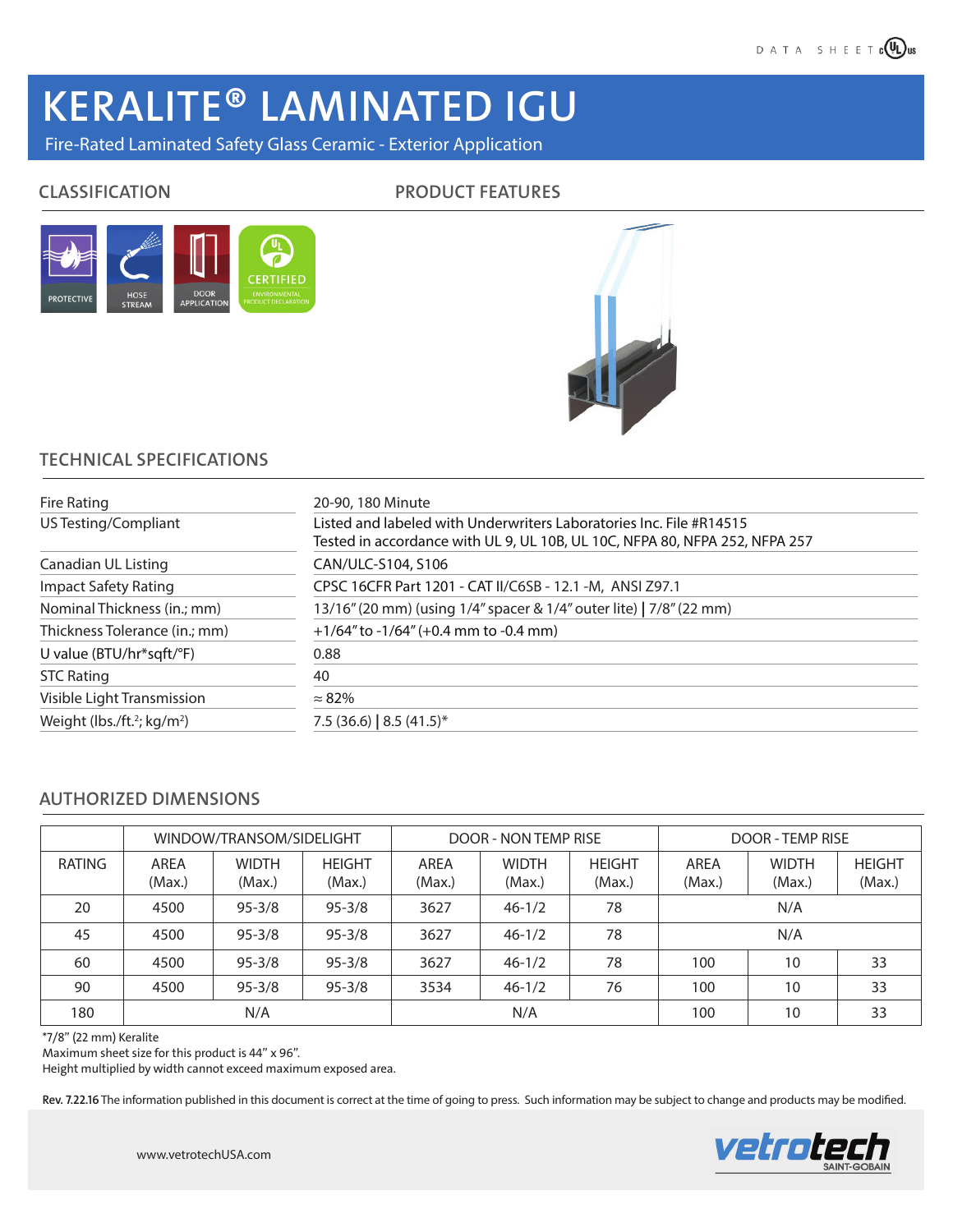# KERALITE® LAMINATED IGU

Fire-Rated Laminated Safety Glass Ceramic - Exterior Application

## CLASSIFICATION

PROTECTIVE

HOSE STREAM

DOOR APPLICATION

CERTIFIED ENVIRONMENTAL PRODUCT DECLARATION

## PRODUCT FEATURES

## TECHNICAL SPECIFICATIONS

| | |
|---|---|
| Fire Rating | 20-90, 180 Minute |
| US Testing/Compliant | Listed and labeled with Underwriters Laboratories Inc. File #R14515<br>Tested in accordance with UL 9, UL 10B, UL 10C, NFPA 80, NFPA 252, NFPA 257 |
| Canadian UL Listing | CAN/ULC-S104, S106 |
| Impact Safety Rating | CPSC 16CFR Part 1201 - CAT II/C6SB - 12.1 -M, ANSI Z97.1 |
| Nominal Thickness (in.; mm) | 13/16" (20 mm) (using 1/4" spacer & 1/4" outer lite) \| 7/8" (22 mm) |
| Thickness Tolerance (in.; mm) | +1/64" to -1/64" (+0.4 mm to -0.4 mm) |
| U value (BTU/hr*sqft/°F) | 0.88 |
| STC Rating | 40 |
| Visible Light Transmission | ≈ 82% |
| Weight (lbs./ft.²; kg/m²) | 7.5 (36.6) \| 8.5 (41.5)* |

## AUTHORIZED DIMENSIONS

| | WINDOW/TRANSOM/SIDELIGHT | | | DOOR - NON TEMP RISE | | | DOOR - TEMP RISE | | |
|---|---|---|---|---|---|---|---|---|---|
| RATING | AREA (Max.) | WIDTH (Max.) | HEIGHT (Max.) | AREA (Max.) | WIDTH (Max.) | HEIGHT (Max.) | AREA (Max.) | WIDTH (Max.) | HEIGHT (Max.) |
| 20 | 4500 | 95-3/8 | 95-3/8 | 3627 | 46-1/2 | 78 | N/A | | |
| 45 | 4500 | 95-3/8 | 95-3/8 | 3627 | 46-1/2 | 78 | N/A | | |
| 60 | 4500 | 95-3/8 | 95-3/8 | 3627 | 46-1/2 | 78 | 100 | 10 | 33 |
| 90 | 4500 | 95-3/8 | 95-3/8 | 3534 | 46-1/2 | 76 | 100 | 10 | 33 |
| 180 | N/A | | | N/A | | | 100 | 10 | 33 |

*7/8" (22 mm) Keralite
Maximum sheet size for this product is 44" x 96".
Height multiplied by width cannot exceed maximum exposed area.

**Rev. 7.22.16** The information published in this document is correct at the time of going to press. Such information may be subject to change and products may be modified.

www.vetrotechUSA.com

vetrotech SAINT-GOBAIN